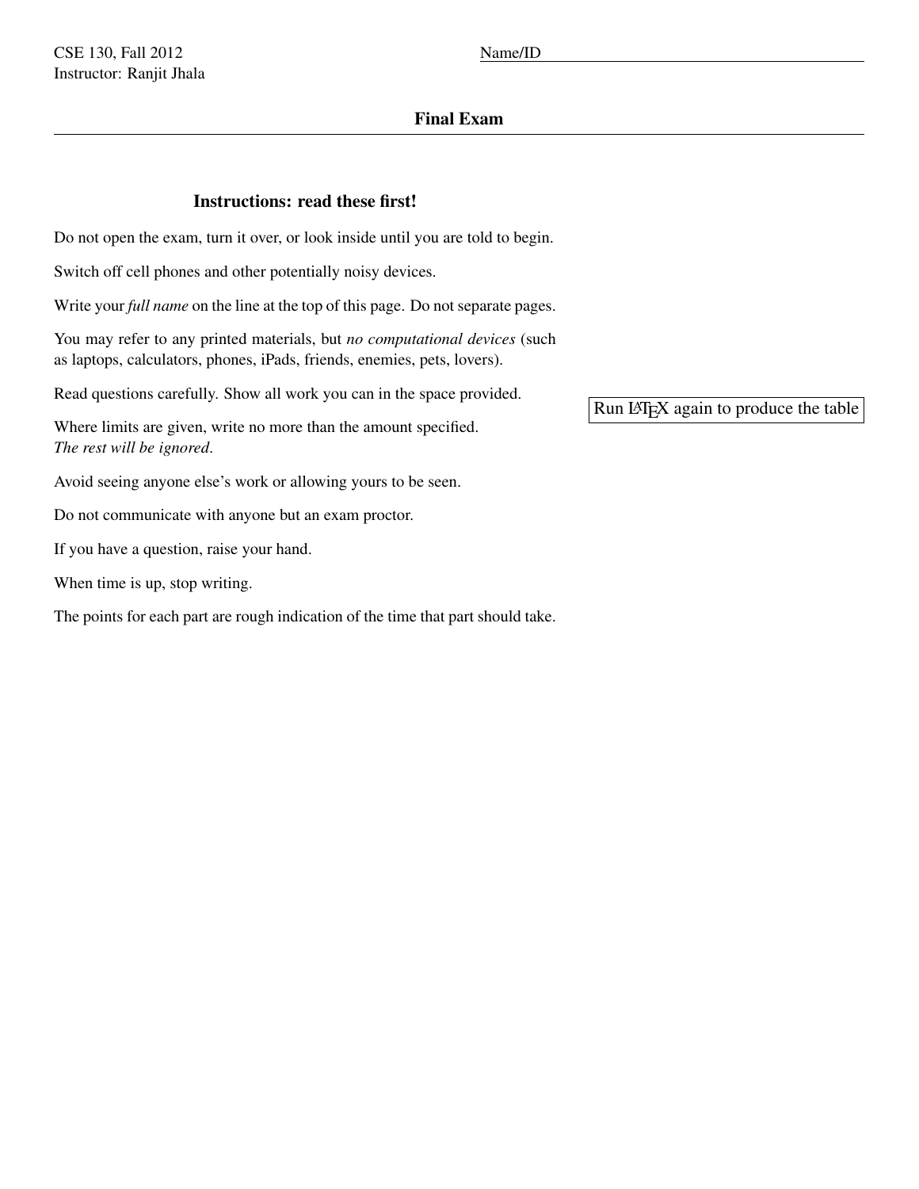CSE 130, Fall 2012
Instructor: Ranjit Jhala

Name/ID

# Final Exam

## Instructions: read these first!

Do not open the exam, turn it over, or look inside until you are told to begin.

Switch off cell phones and other potentially noisy devices.

Write your *full name* on the line at the top of this page. Do not separate pages.

You may refer to any printed materials, but *no computational devices* (such as laptops, calculators, phones, iPads, friends, enemies, pets, lovers).

Read questions carefully. Show all work you can in the space provided.

Where limits are given, write no more than the amount specified.
*The rest will be ignored*.

Avoid seeing anyone else's work or allowing yours to be seen.

Do not communicate with anyone but an exam proctor.

If you have a question, raise your hand.

When time is up, stop writing.

The points for each part are rough indication of the time that part should take.

Run LaTeX again to produce the table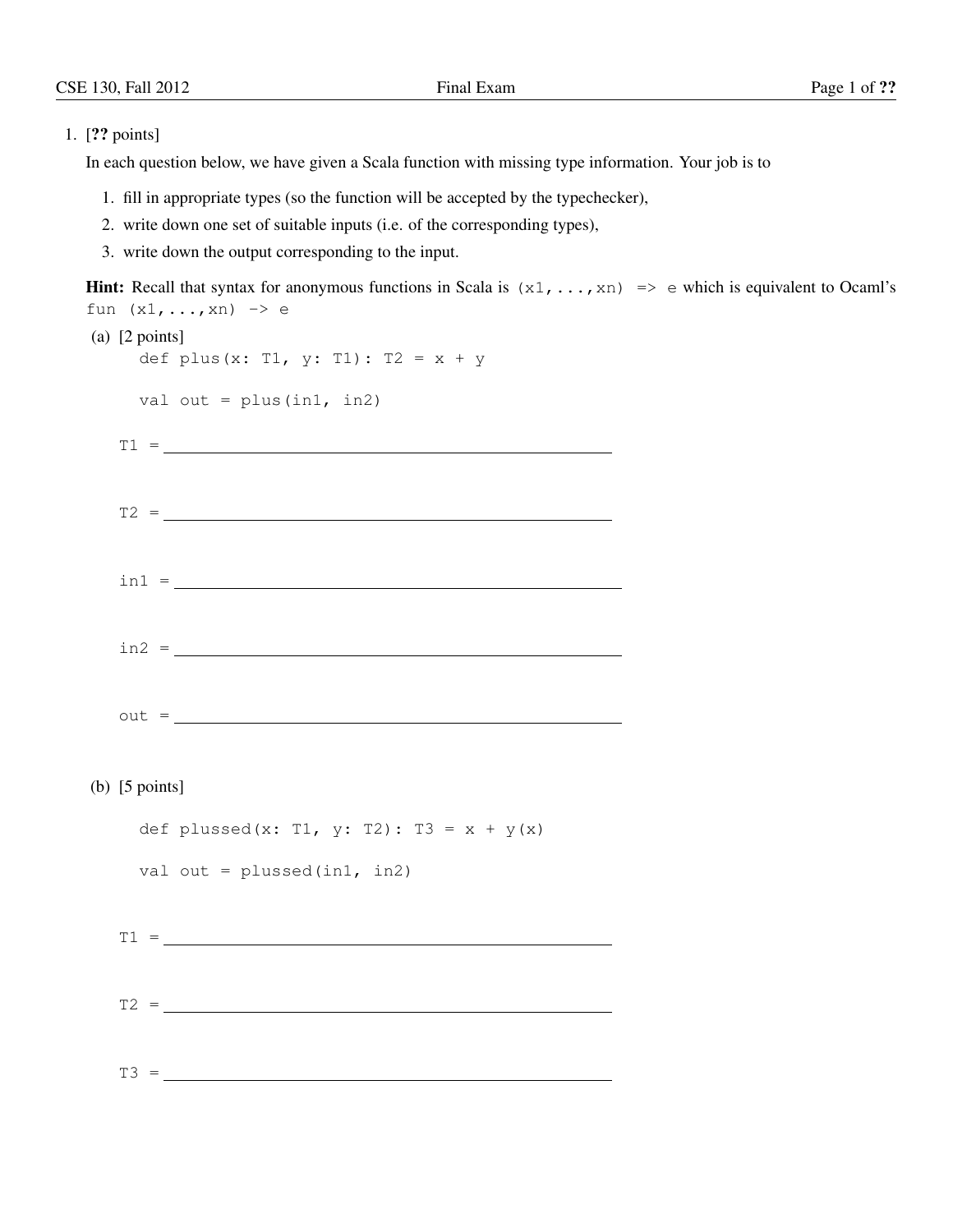1. [**??** points]

   In each question below, we have given a Scala function with missing type information. Your job is to

   1. fill in appropriate types (so the function will be accepted by the typechecker),
   2. write down one set of suitable inputs (i.e. of the corresponding types),
   3. write down the output corresponding to the input.

   **Hint:** Recall that syntax for anonymous functions in Scala is `(x1,...,xn) => e` which is equivalent to Ocaml's `fun (x1,...,xn) -> e`

   (a) [2 points]

   ```
   def plus(x: T1, y: T1): T2 = x + y

   val out = plus(in1, in2)
   ```

   T1 = ______________________________

   T2 = ______________________________

   in1 = ______________________________

   in2 = ______________________________

   out = ______________________________

   (b) [5 points]

   ```
   def plussed(x: T1, y: T2): T3 = x + y(x)

   val out = plussed(in1, in2)
   ```

   T1 = ______________________________

   T2 = ______________________________

   T3 = ______________________________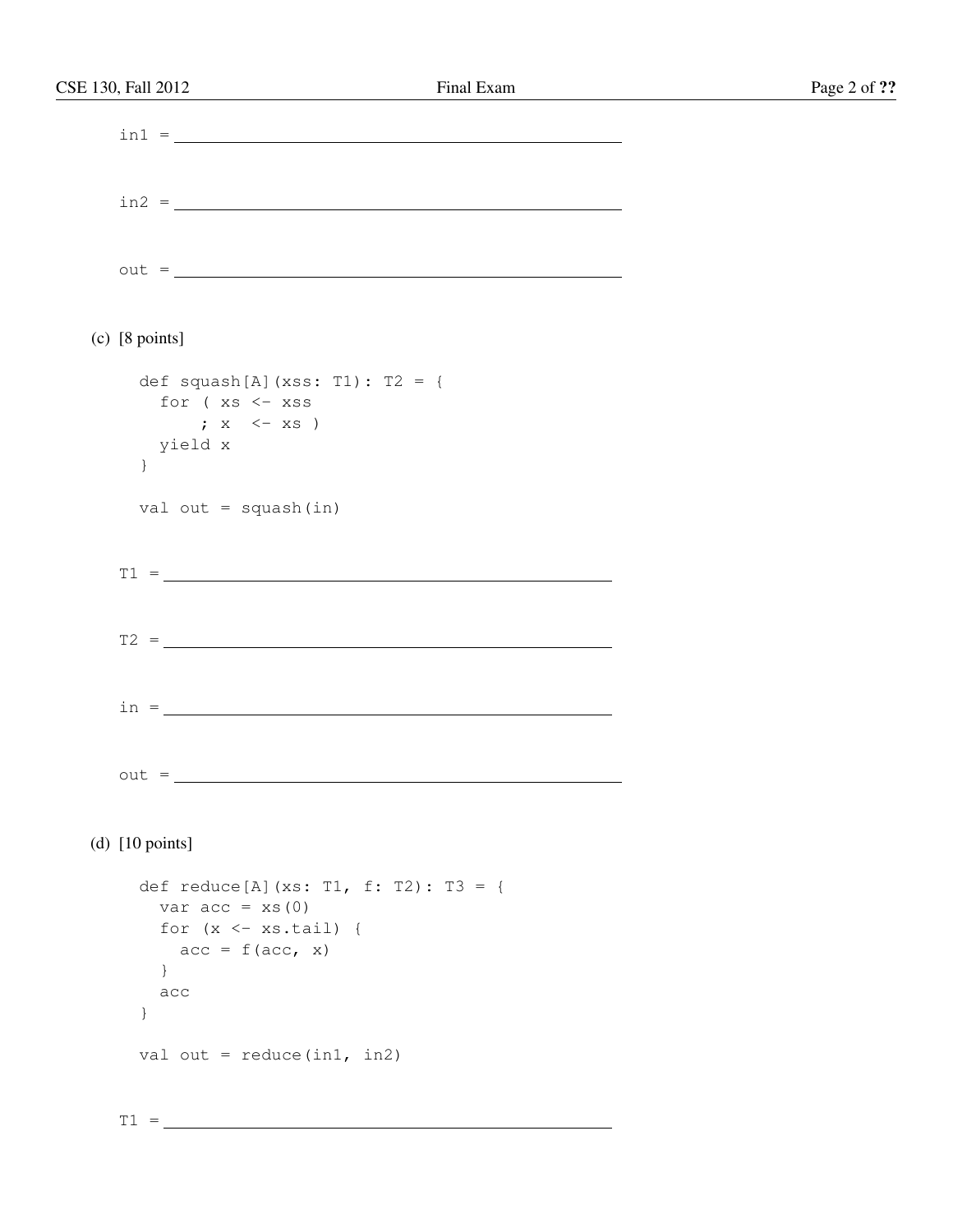in1 = ______________________________

in2 = ______________________________

out = ______________________________

(c) [8 points]

```
def squash[A](xss: T1): T2 = {
  for ( xs <- xss
      ; x  <- xs )
  yield x
}

val out = squash(in)
```

T1 = ______________________________

T2 = ______________________________

in = ______________________________

out = ______________________________

(d) [10 points]

```
def reduce[A](xs: T1, f: T2): T3 = {
  var acc = xs(0)
  for (x <- xs.tail) {
    acc = f(acc, x)
  }
  acc
}

val out = reduce(in1, in2)
```

T1 = ______________________________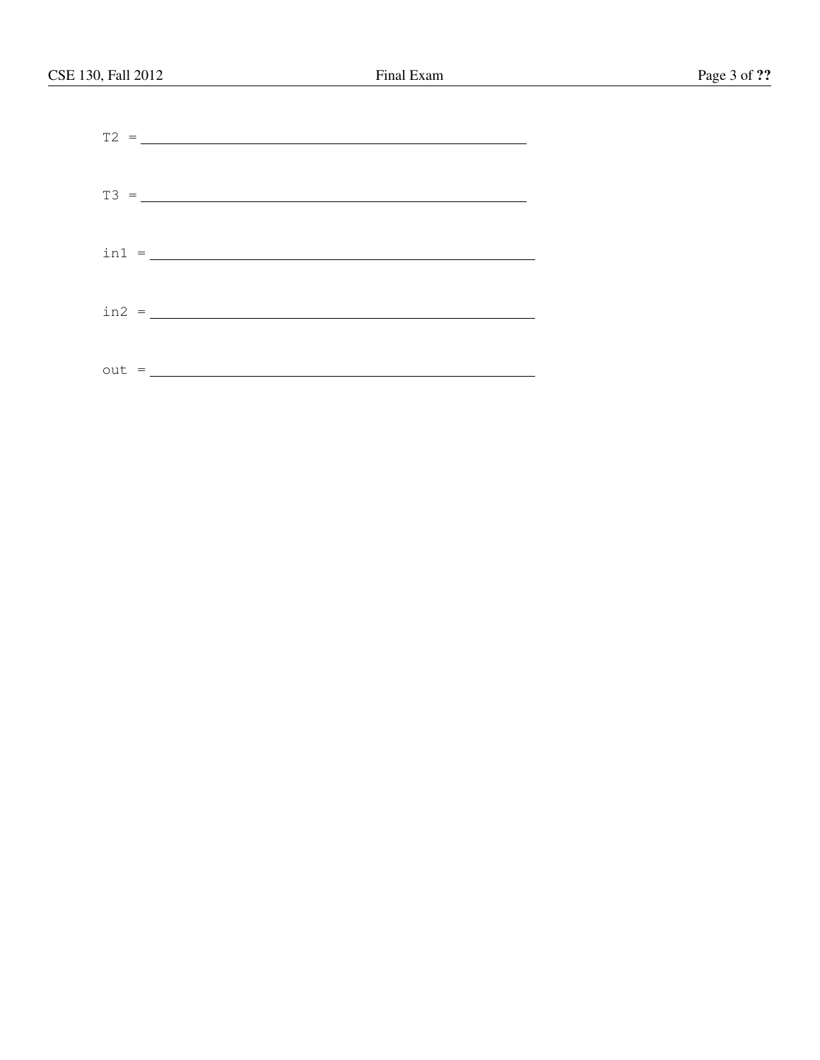T2 = ______________________________________________

T3 = ______________________________________________

in1 = ______________________________________________

in2 = ______________________________________________

out = ______________________________________________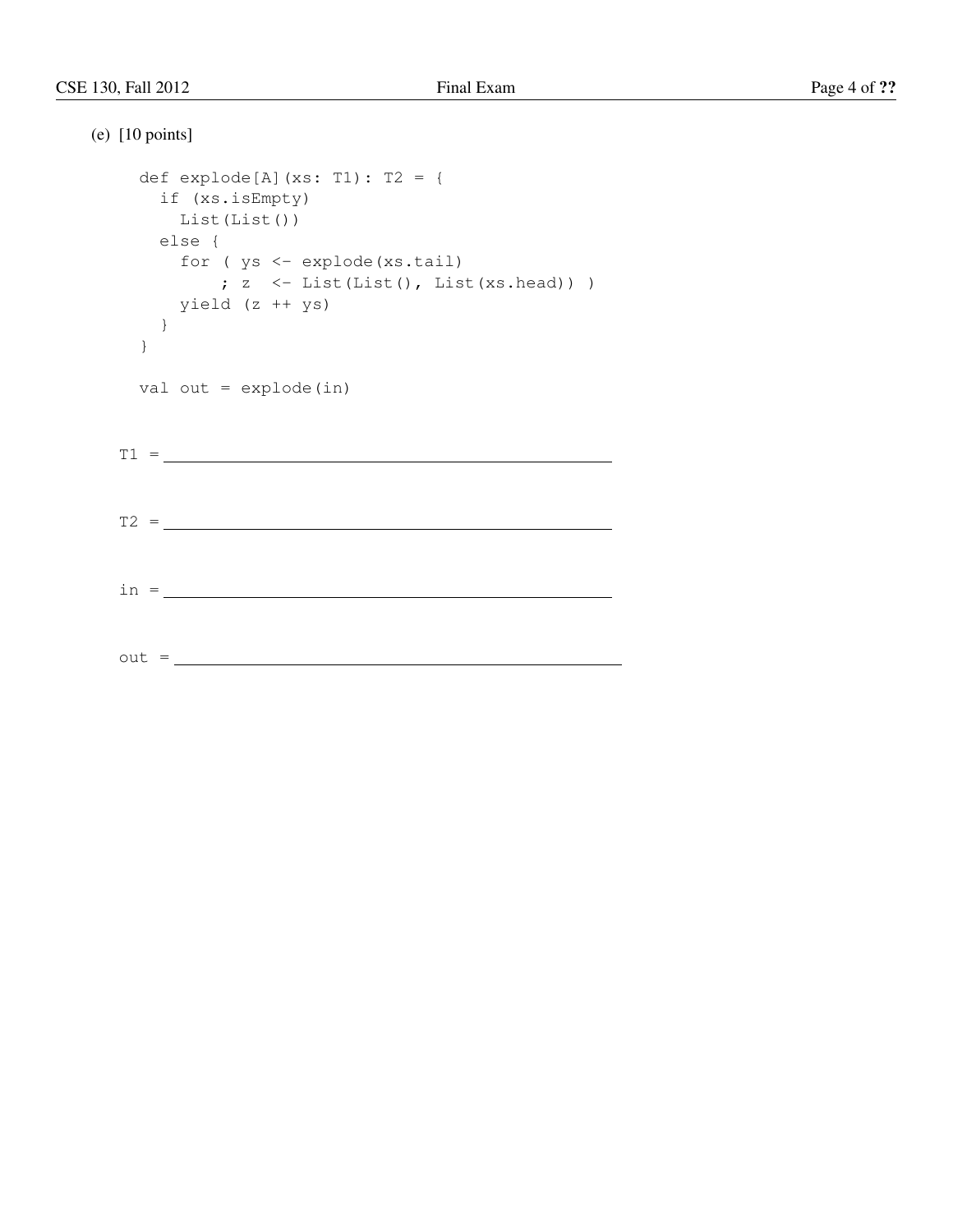(e) [10 points]

```
def explode[A](xs: T1): T2 = {
  if (xs.isEmpty)
    List(List())
  else {
    for ( ys <- explode(xs.tail)
        ; z  <- List(List(), List(xs.head)) )
    yield (z ++ ys)
  }
}

val out = explode(in)
```

T1 = ____________________________________________

T2 = ____________________________________________

in = ____________________________________________

out = ____________________________________________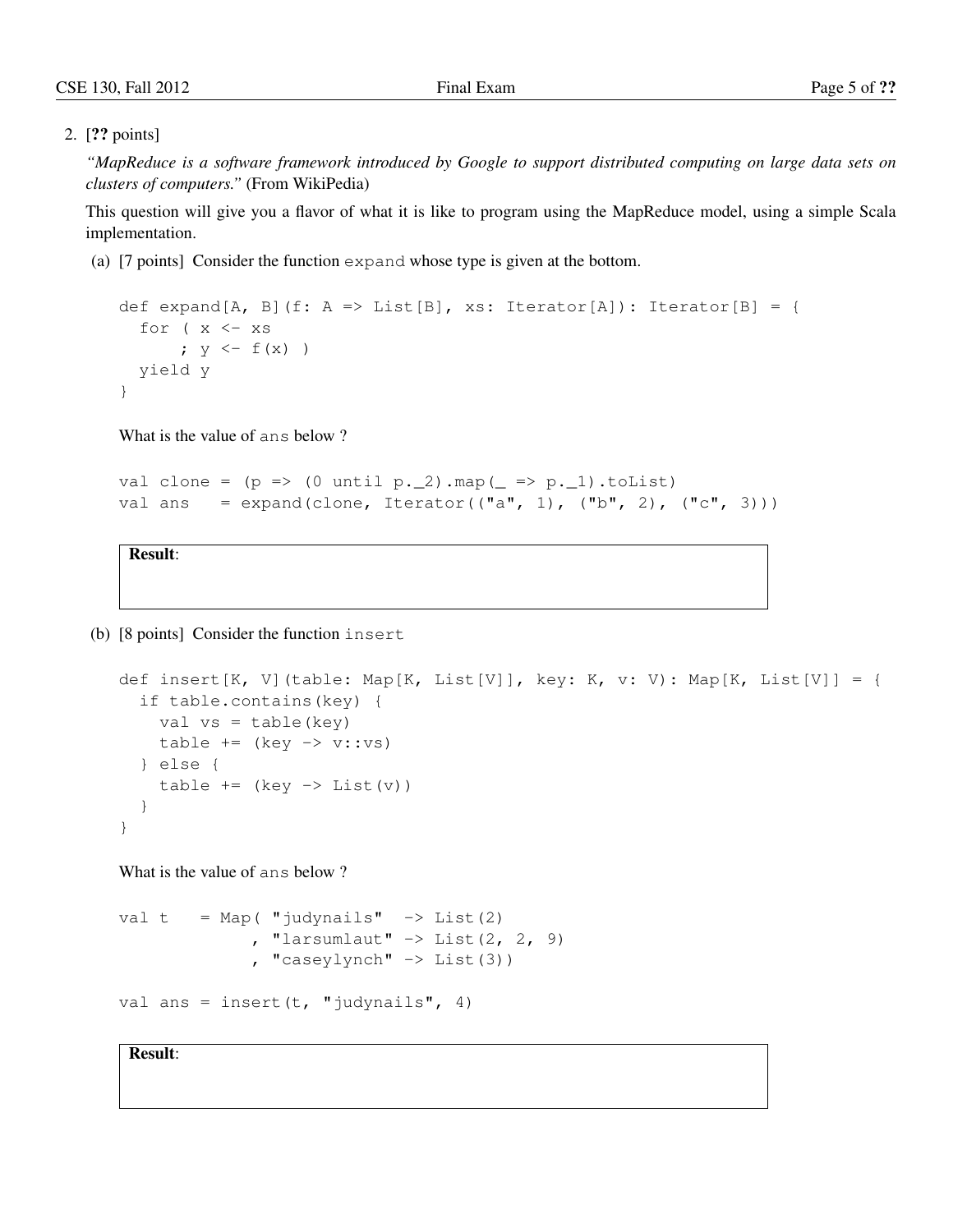2. [**??** points]

*"MapReduce is a software framework introduced by Google to support distributed computing on large data sets on clusters of computers."* (From WikiPedia)

This question will give you a flavor of what it is like to program using the MapReduce model, using a simple Scala implementation.

(a) [7 points] Consider the function `expand` whose type is given at the bottom.

```
def expand[A, B](f: A => List[B], xs: Iterator[A]): Iterator[B] = {
  for ( x <- xs
      ; y <- f(x) )
  yield y
}
```

What is the value of `ans` below ?

```
val clone = (p => (0 until p._2).map(_ => p._1).toList)
val ans   = expand(clone, Iterator(("a", 1), ("b", 2), ("c", 3)))
```

**Result**:

(b) [8 points] Consider the function `insert`

```
def insert[K, V](table: Map[K, List[V]], key: K, v: V): Map[K, List[V]] = {
  if table.contains(key) {
    val vs = table(key)
    table += (key -> v::vs)
  } else {
    table += (key -> List(v))
  }
}
```

What is the value of `ans` below ?

```
val t   = Map( "judynails"  -> List(2)
             , "larsumlaut" -> List(2, 2, 9)
             , "caseylynch" -> List(3))

val ans = insert(t, "judynails", 4)
```

**Result**: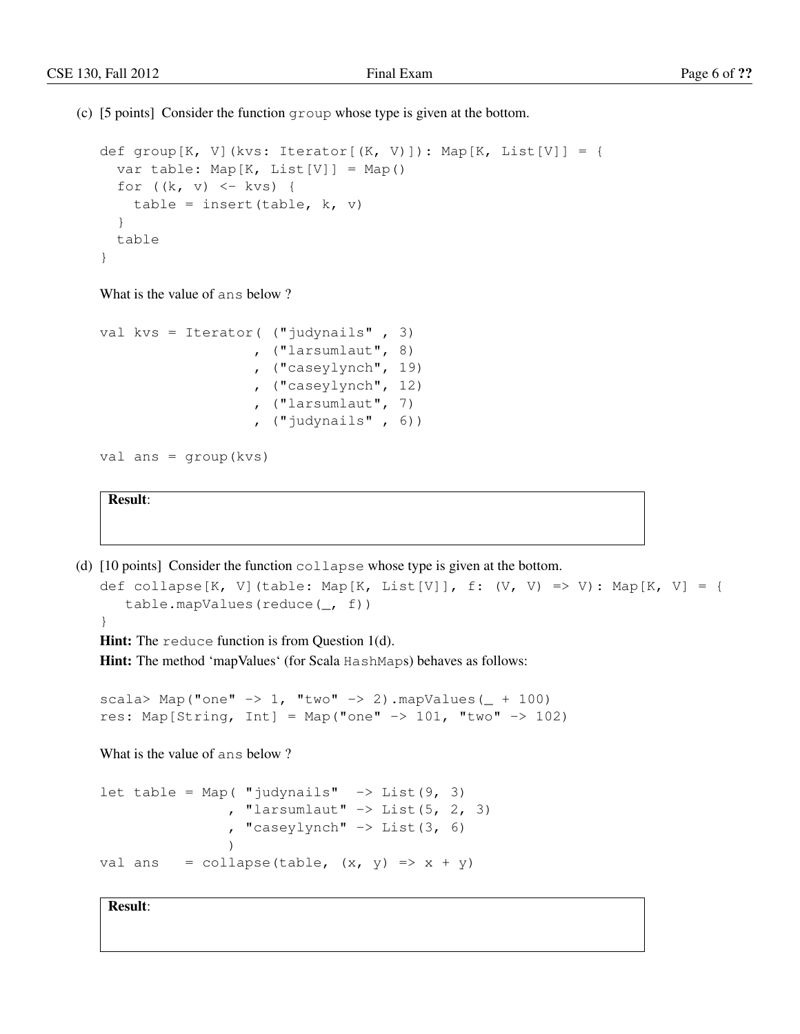(c) [5 points] Consider the function `group` whose type is given at the bottom.

```
def group[K, V](kvs: Iterator[(K, V)]): Map[K, List[V]] = {
  var table: Map[K, List[V]] = Map()
  for ((k, v) <- kvs) {
    table = insert(table, k, v)
  }
  table
}
```

What is the value of `ans` below ?

```
val kvs = Iterator( ("judynails" , 3)
                  , ("larsumlaut", 8)
                  , ("caseylynch", 19)
                  , ("caseylynch", 12)
                  , ("larsumlaut", 7)
                  , ("judynails" , 6))

val ans = group(kvs)
```

**Result**:

(d) [10 points] Consider the function `collapse` whose type is given at the bottom.

```
def collapse[K, V](table: Map[K, List[V]], f: (V, V) => V): Map[K, V] = {
   table.mapValues(reduce(_, f))
}
```

**Hint:** The `reduce` function is from Question 1(d).

**Hint:** The method 'mapValues' (for Scala `HashMap`s) behaves as follows:

```
scala> Map("one" -> 1, "two" -> 2).mapValues(_ + 100)
res: Map[String, Int] = Map("one" -> 101, "two" -> 102)
```

What is the value of `ans` below ?

```
let table = Map( "judynails"  -> List(9, 3)
               , "larsumlaut" -> List(5, 2, 3)
               , "caseylynch" -> List(3, 6)
               )
val ans   = collapse(table, (x, y) => x + y)
```

**Result**: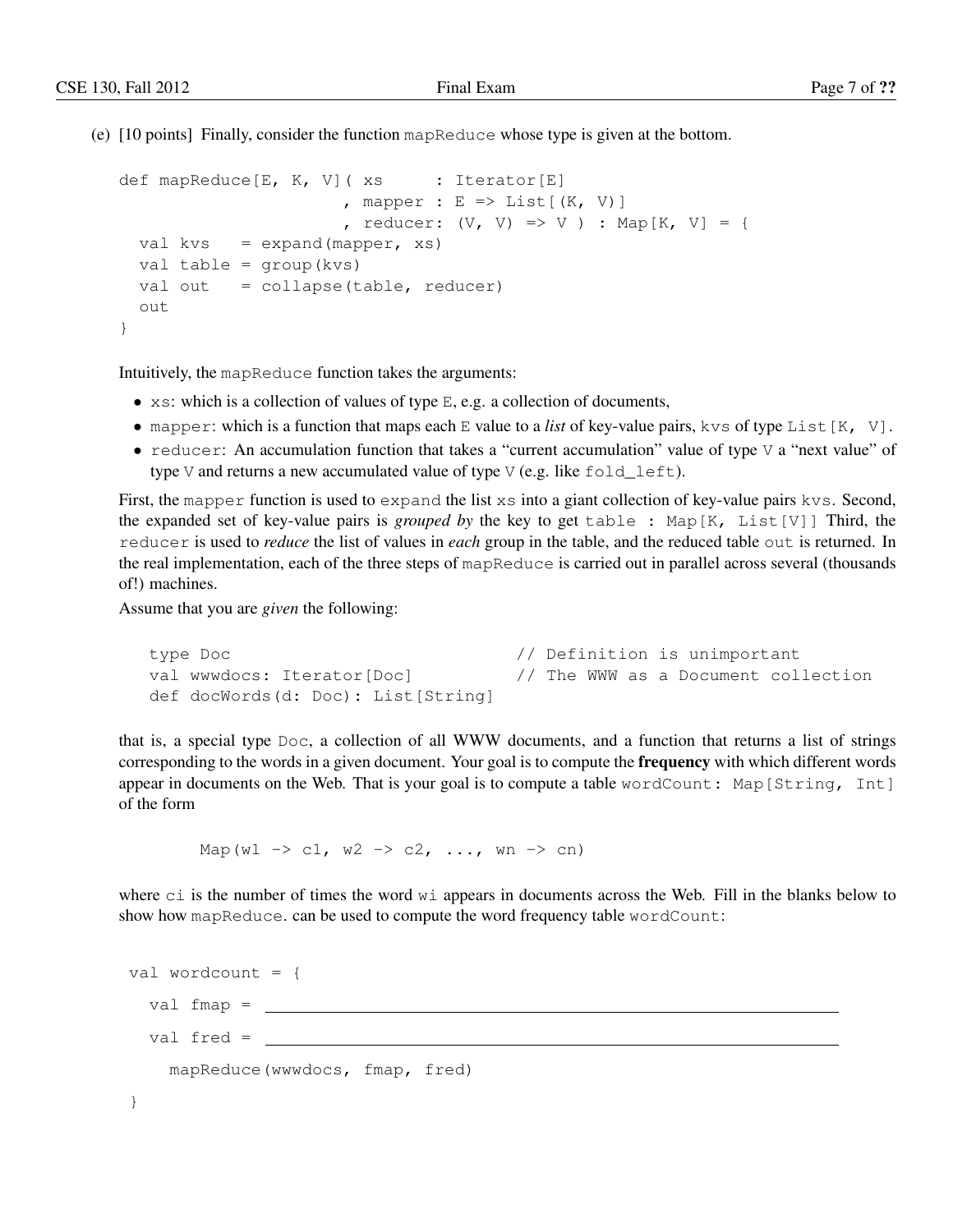(e) [10 points] Finally, consider the function `mapReduce` whose type is given at the bottom.

```
def mapReduce[E, K, V]( xs      : Iterator[E]
                      , mapper : E => List[(K, V)]
                      , reducer: (V, V) => V ) : Map[K, V] = {
  val kvs   = expand(mapper, xs)
  val table = group(kvs)
  val out   = collapse(table, reducer)
  out
}
```

Intuitively, the `mapReduce` function takes the arguments:

- `xs`: which is a collection of values of type `E`, e.g. a collection of documents,
- `mapper`: which is a function that maps each `E` value to a *list* of key-value pairs, `kvs` of type `List[K, V]`.
- `reducer`: An accumulation function that takes a "current accumulation" value of type `V` a "next value" of type `V` and returns a new accumulated value of type `V` (e.g. like `fold_left`).

First, the `mapper` function is used to `expand` the list `xs` into a giant collection of key-value pairs `kvs`. Second, the expanded set of key-value pairs is *grouped by* the key to get `table : Map[K, List[V]]` Third, the `reducer` is used to *reduce* the list of values in *each* group in the table, and the reduced table `out` is returned. In the real implementation, each of the three steps of `mapReduce` is carried out in parallel across several (thousands of!) machines.

Assume that you are *given* the following:

```
type Doc                             // Definition is unimportant
val wwwdocs: Iterator[Doc]           // The WWW as a Document collection
def docWords(d: Doc): List[String]
```

that is, a special type `Doc`, a collection of all WWW documents, and a function that returns a list of strings corresponding to the words in a given document. Your goal is to compute the **frequency** with which different words appear in documents on the Web. That is your goal is to compute a table `wordCount: Map[String, Int]` of the form

```
Map(w1 -> c1, w2 -> c2, ..., wn -> cn)
```

where `ci` is the number of times the word `wi` appears in documents across the Web. Fill in the blanks below to show how `mapReduce`. can be used to compute the word frequency table `wordCount`:

```
val wordcount = {
  val fmap = ________________________________________________
  val fred = ________________________________________________
    mapReduce(wwwdocs, fmap, fred)
}
```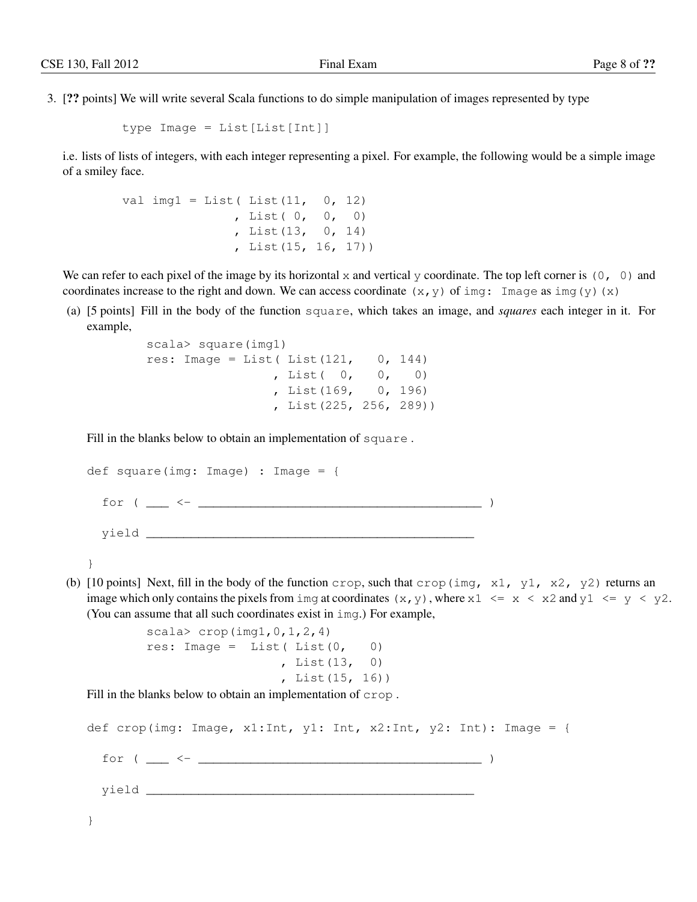3. [**??** points] We will write several Scala functions to do simple manipulation of images represented by type

```
type Image = List[List[Int]]
```

i.e. lists of lists of integers, with each integer representing a pixel. For example, the following would be a simple image of a smiley face.

```
val img1 = List( List(11,  0, 12)
               , List( 0,  0,  0)
               , List(13,  0, 14)
               , List(15, 16, 17))
```

We can refer to each pixel of the image by its horizontal `x` and vertical `y` coordinate. The top left corner is `(0, 0)` and coordinates increase to the right and down. We can access coordinate `(x,y)` of `img: Image` as `img(y)(x)`

(a) [5 points] Fill in the body of the function `square`, which takes an image, and *squares* each integer in it. For example,

```
scala> square(img1)
res: Image = List( List(121,   0, 144)
                 , List(  0,   0,   0)
                 , List(169,   0, 196)
                 , List(225, 256, 289))
```

Fill in the blanks below to obtain an implementation of `square` .

```
def square(img: Image) : Image = {

  for ( ___ <- _______________________________________ )

  yield ___________________________________________

}
```

(b) [10 points] Next, fill in the body of the function `crop`, such that `crop(img, x1, y1, x2, y2)` returns an image which only contains the pixels from `img` at coordinates `(x,y)`, where `x1 <= x < x2` and `y1 <= y < y2`. (You can assume that all such coordinates exist in `img`.) For example,

```
scala> crop(img1,0,1,2,4)
res: Image =  List( List(0,   0)
                  , List(13,  0)
                  , List(15, 16))
```

Fill in the blanks below to obtain an implementation of `crop` .

```
def crop(img: Image, x1:Int, y1: Int, x2:Int, y2: Int): Image = {

  for ( ___ <- _______________________________________ )

  yield ___________________________________________

}
```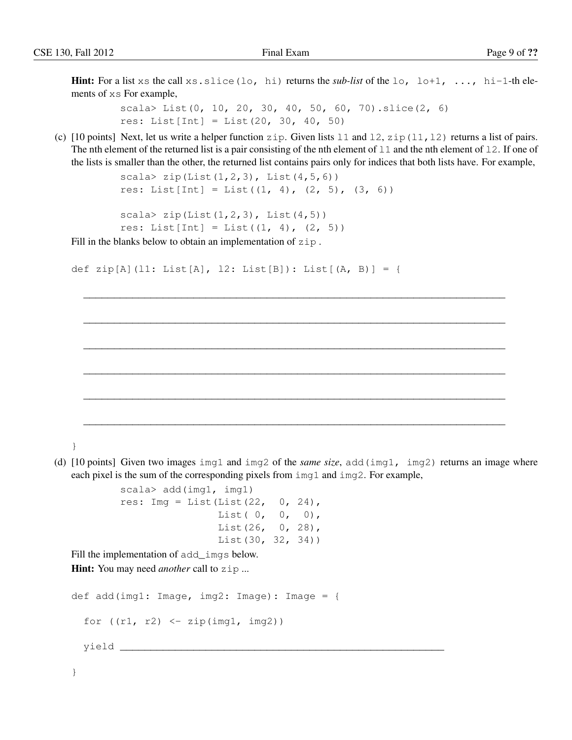**Hint:** For a list `xs` the call `xs.slice(lo, hi)` returns the ***sub-list*** of the `lo, lo+1, ..., hi-1`-th elements of `xs` For example,

```
scala> List(0, 10, 20, 30, 40, 50, 60, 70).slice(2, 6)
res: List[Int] = List(20, 30, 40, 50)
```

(c) [10 points] Next, let us write a helper function `zip`. Given lists `l1` and `l2`, `zip(l1,l2)` returns a list of pairs. The nth element of the returned list is a pair consisting of the nth element of `l1` and the nth element of `l2`. If one of the lists is smaller than the other, the returned list contains pairs only for indices that both lists have. For example,

```
scala> zip(List(1,2,3), List(4,5,6))
res: List[Int] = List((1, 4), (2, 5), (3, 6))

scala> zip(List(1,2,3), List(4,5))
res: List[Int] = List((1, 4), (2, 5))
```

Fill in the blanks below to obtain an implementation of `zip` .

```
def zip[A](l1: List[A], l2: List[B]): List[(A, B)] = {

  ______________________________________________________________________

  ______________________________________________________________________

  ______________________________________________________________________

  ______________________________________________________________________

  ______________________________________________________________________

  ______________________________________________________________________

}
```

(d) [10 points] Given two images `img1` and `img2` of the ***same size***, `add(img1, img2)` returns an image where each pixel is the sum of the corresponding pixels from `img1` and `img2`. For example,

```
scala> add(img1, img1)
res: Img = List(List(22,  0, 24),
                List( 0,  0,  0),
                List(26,  0, 28),
                List(30, 32, 34))
```

Fill the implementation of `add_imgs` below.

**Hint:** You may need *another* call to `zip` ...

```
def add(img1: Image, img2: Image): Image = {

  for ((r1, r2) <- zip(img1, img2))

  yield ____________________________________________________

}
```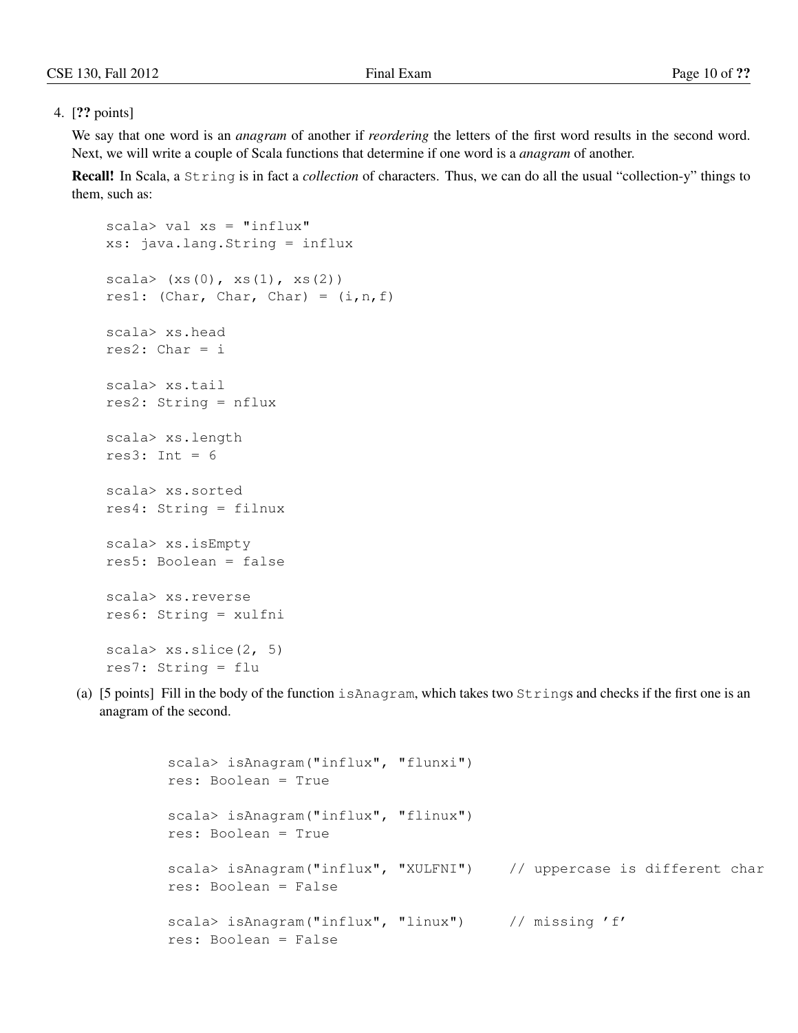4. [**??** points]

We say that one word is an *anagram* of another if *reordering* the letters of the first word results in the second word. Next, we will write a couple of Scala functions that determine if one word is a *anagram* of another.

**Recall!** In Scala, a `String` is in fact a *collection* of characters. Thus, we can do all the usual "collection-y" things to them, such as:

```
scala> val xs = "influx"
xs: java.lang.String = influx

scala> (xs(0), xs(1), xs(2))
res1: (Char, Char, Char) = (i,n,f)

scala> xs.head
res2: Char = i

scala> xs.tail
res2: String = nflux

scala> xs.length
res3: Int = 6

scala> xs.sorted
res4: String = filnux

scala> xs.isEmpty
res5: Boolean = false

scala> xs.reverse
res6: String = xulfni

scala> xs.slice(2, 5)
res7: String = flu
```

(a) [5 points] Fill in the body of the function `isAnagram`, which takes two `String`s and checks if the first one is an anagram of the second.

```
scala> isAnagram("influx", "flunxi")
res: Boolean = True

scala> isAnagram("influx", "flinux")
res: Boolean = True

scala> isAnagram("influx", "XULFNI")     // uppercase is different char
res: Boolean = False

scala> isAnagram("influx", "linux")      // missing 'f'
res: Boolean = False
```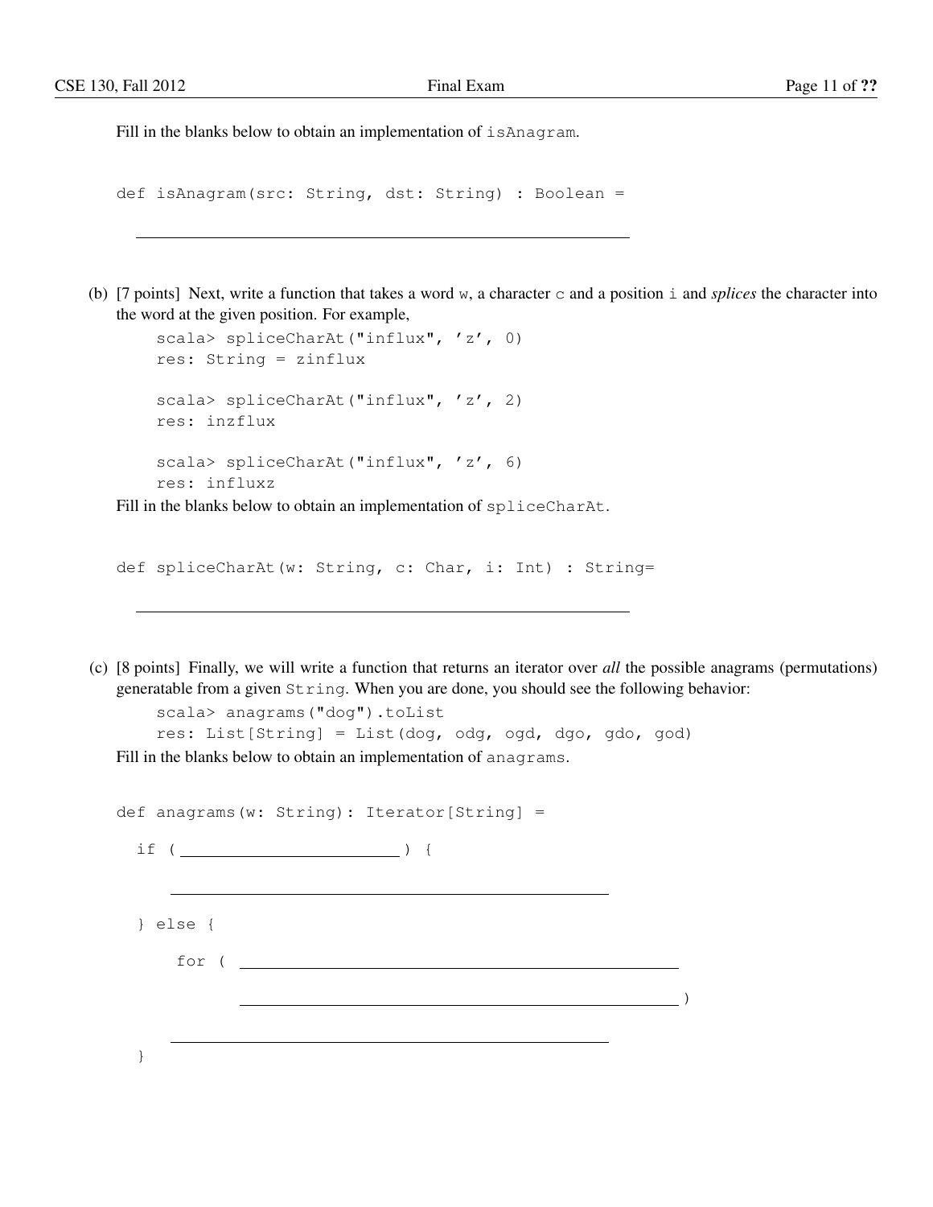Fill in the blanks below to obtain an implementation of `isAnagram`.

```
def isAnagram(src: String, dst: String) : Boolean =

  ____________________________________________________
```

(b) [7 points] Next, write a function that takes a word `w`, a character `c` and a position `i` and *splices* the character into the word at the given position. For example,

```
scala> spliceCharAt("influx", 'z', 0)
res: String = zinflux

scala> spliceCharAt("influx", 'z', 2)
res: inzflux

scala> spliceCharAt("influx", 'z', 6)
res: influxz
```

Fill in the blanks below to obtain an implementation of `spliceCharAt`.

```
def spliceCharAt(w: String, c: Char, i: Int) : String=

  ____________________________________________________
```

(c) [8 points] Finally, we will write a function that returns an iterator over *all* the possible anagrams (permutations) generatable from a given `String`. When you are done, you should see the following behavior:

```
scala> anagrams("dog").toList
res: List[String] = List(dog, odg, ogd, dgo, gdo, god)
```

Fill in the blanks below to obtain an implementation of `anagrams`.

```
def anagrams(w: String): Iterator[String] =
  if ( ______________________ ) {

     ______________________________________________

  } else {

      for ( ______________________________________________

            ______________________________________________ )

     ______________________________________________
  }
```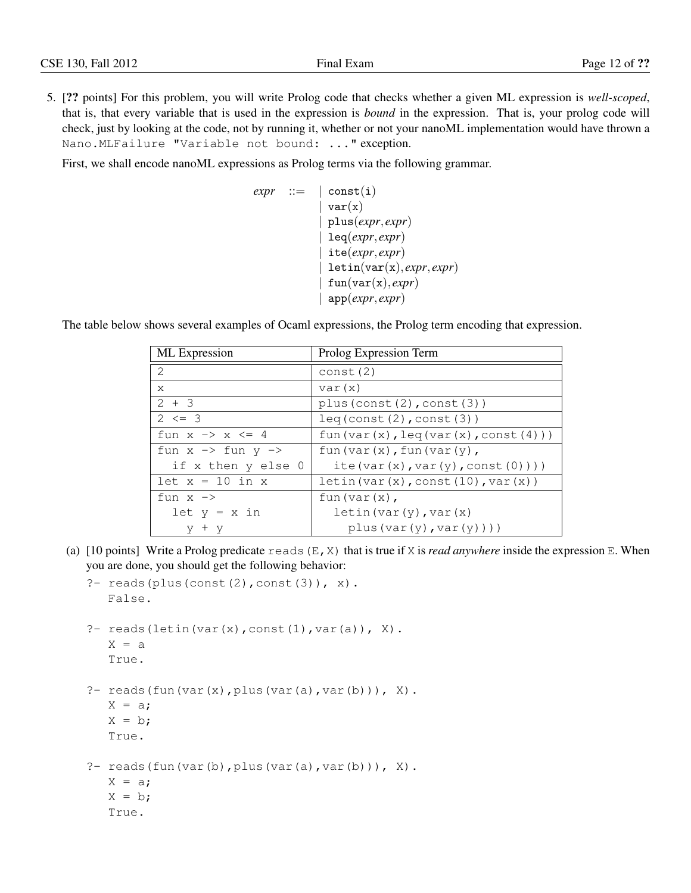5. [**??** points] For this problem, you will write Prolog code that checks whether a given ML expression is *well-scoped*, that is, that every variable that is used in the expression is *bound* in the expression. That is, your prolog code will check, just by looking at the code, not by running it, whether or not your nanoML implementation would have thrown a `Nano.MLFailure "Variable not bound: ..."` exception.

First, we shall encode nanoML expressions as Prolog terms via the following grammar.

$$
\begin{aligned}
expr \;::=\; & \mid \texttt{const}(\texttt{i}) \\
& \mid \texttt{var}(\texttt{x}) \\
& \mid \texttt{plus}(expr, expr) \\
& \mid \texttt{leq}(expr, expr) \\
& \mid \texttt{ite}(expr, expr) \\
& \mid \texttt{letin}(\texttt{var}(\texttt{x}), expr, expr) \\
& \mid \texttt{fun}(\texttt{var}(\texttt{x}), expr) \\
& \mid \texttt{app}(expr, expr)
\end{aligned}
$$

The table below shows several examples of Ocaml expressions, the Prolog term encoding that expression.

| ML Expression | Prolog Expression Term |
|---|---|
| `2` | `const(2)` |
| `x` | `var(x)` |
| `2 + 3` | `plus(const(2),const(3))` |
| `2 <= 3` | `leq(const(2),const(3))` |
| `fun x -> x <= 4` | `fun(var(x),leq(var(x),const(4)))` |
| `fun x -> fun y -> if x then y else 0` | `fun(var(x),fun(var(y), ite(var(x),var(y),const(0))))` |
| `let x = 10 in x` | `letin(var(x),const(10),var(x))` |
| `fun x -> let y = x in y + y` | `fun(var(x), letin(var(y),var(x) plus(var(y),var(y))))` |

(a) [10 points] Write a Prolog predicate `reads(E,X)` that is true if `X` is *read anywhere* inside the expression `E`. When you are done, you should get the following behavior:

```
?- reads(plus(const(2),const(3)), x).
   False.

?- reads(letin(var(x),const(1),var(a)), X).
   X = a
   True.

?- reads(fun(var(x),plus(var(a),var(b))), X).
   X = a;
   X = b;
   True.

?- reads(fun(var(b),plus(var(a),var(b))), X).
   X = a;
   X = b;
   True.
```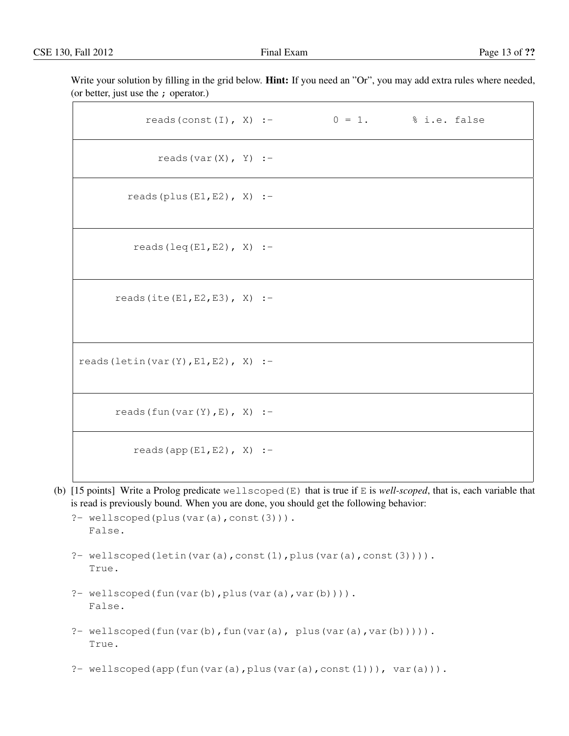Write your solution by filling in the grid below. **Hint:** If you need an "Or", you may add extra rules where needed, (or better, just use the `;` operator.)

| | |
|---|---|
| `reads(const(I), X) :-` | `0 = 1.       % i.e. false` |
| `reads(var(X), Y) :-` | |
| `reads(plus(E1,E2), X) :-` | |
| `reads(leq(E1,E2), X) :-` | |
| `reads(ite(E1,E2,E3), X) :-` | |
| `reads(letin(var(Y),E1,E2), X) :-` | |
| `reads(fun(var(Y),E), X) :-` | |
| `reads(app(E1,E2), X) :-` | |

(b) [15 points] Write a Prolog predicate `wellscoped(E)` that is true if `E` is *well-scoped*, that is, each variable that is read is previously bound. When you are done, you should get the following behavior:

```
?- wellscoped(plus(var(a),const(3))).
   False.

?- wellscoped(letin(var(a),const(1),plus(var(a),const(3)))).
   True.

?- wellscoped(fun(var(b),plus(var(a),var(b)))).
   False.

?- wellscoped(fun(var(b),fun(var(a), plus(var(a),var(b))))).
   True.

?- wellscoped(app(fun(var(a),plus(var(a),const(1))), var(a))).
```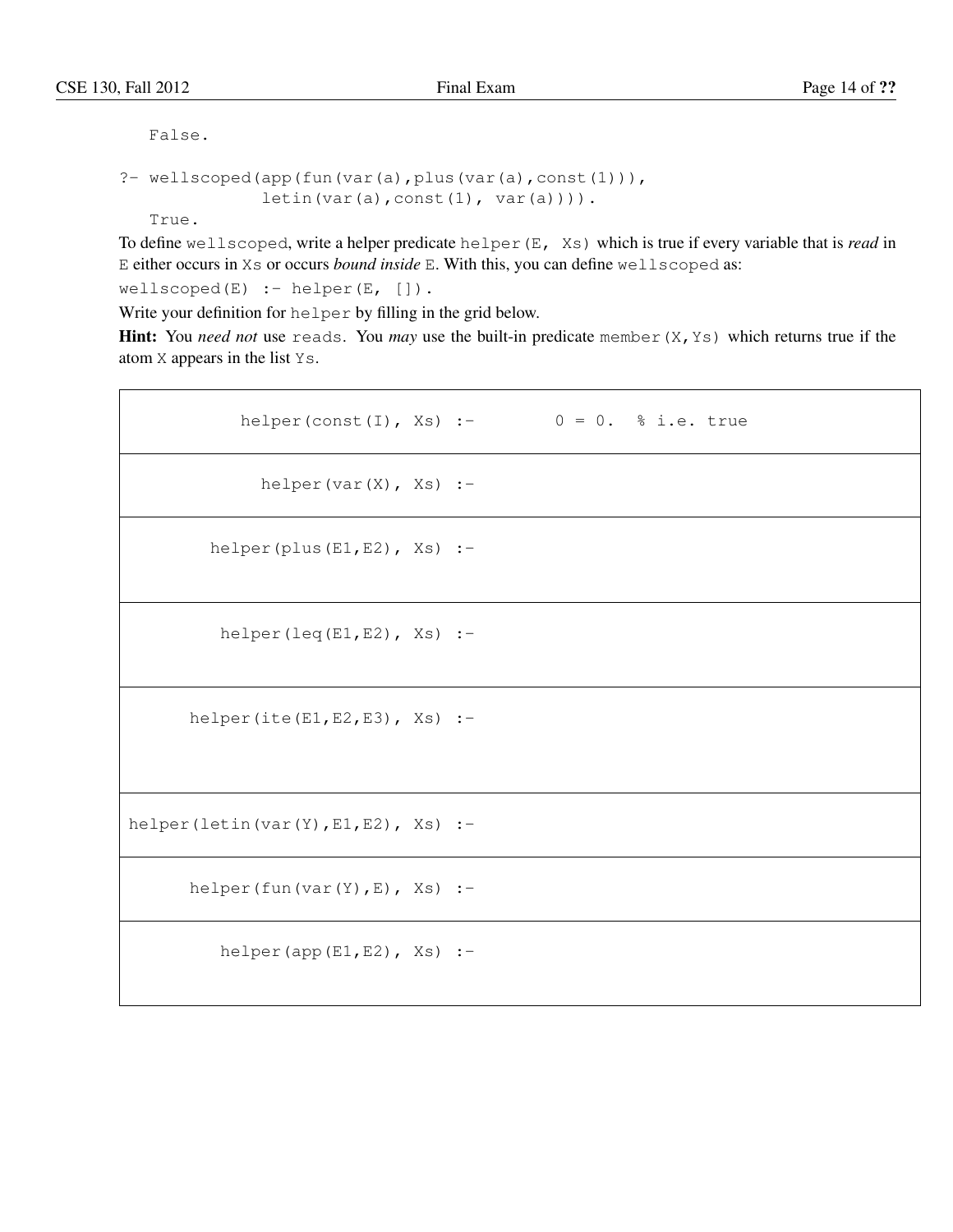```
   False.

?- wellscoped(app(fun(var(a),plus(var(a),const(1))),
              letin(var(a),const(1), var(a)))).
   True.
```

To define `wellscoped`, write a helper predicate `helper(E, Xs)` which is true if every variable that is *read* in `E` either occurs in `Xs` or occurs *bound inside* `E`. With this, you can define `wellscoped` as:

```
wellscoped(E) :- helper(E, []).
```

Write your definition for `helper` by filling in the grid below.

**Hint:** You *need not* use `reads`. You *may* use the built-in predicate `member(X,Ys)` which returns true if the atom `X` appears in the list `Ys`.

| | |
|---|---|
| `helper(const(I), Xs) :-` | `0 = 0.  % i.e. true` |
| `helper(var(X), Xs) :-` | |
| `helper(plus(E1,E2), Xs) :-` | |
| `helper(leq(E1,E2), Xs) :-` | |
| `helper(ite(E1,E2,E3), Xs) :-` | |
| `helper(letin(var(Y),E1,E2), Xs) :-` | |
| `helper(fun(var(Y),E), Xs) :-` | |
| `helper(app(E1,E2), Xs) :-` | |